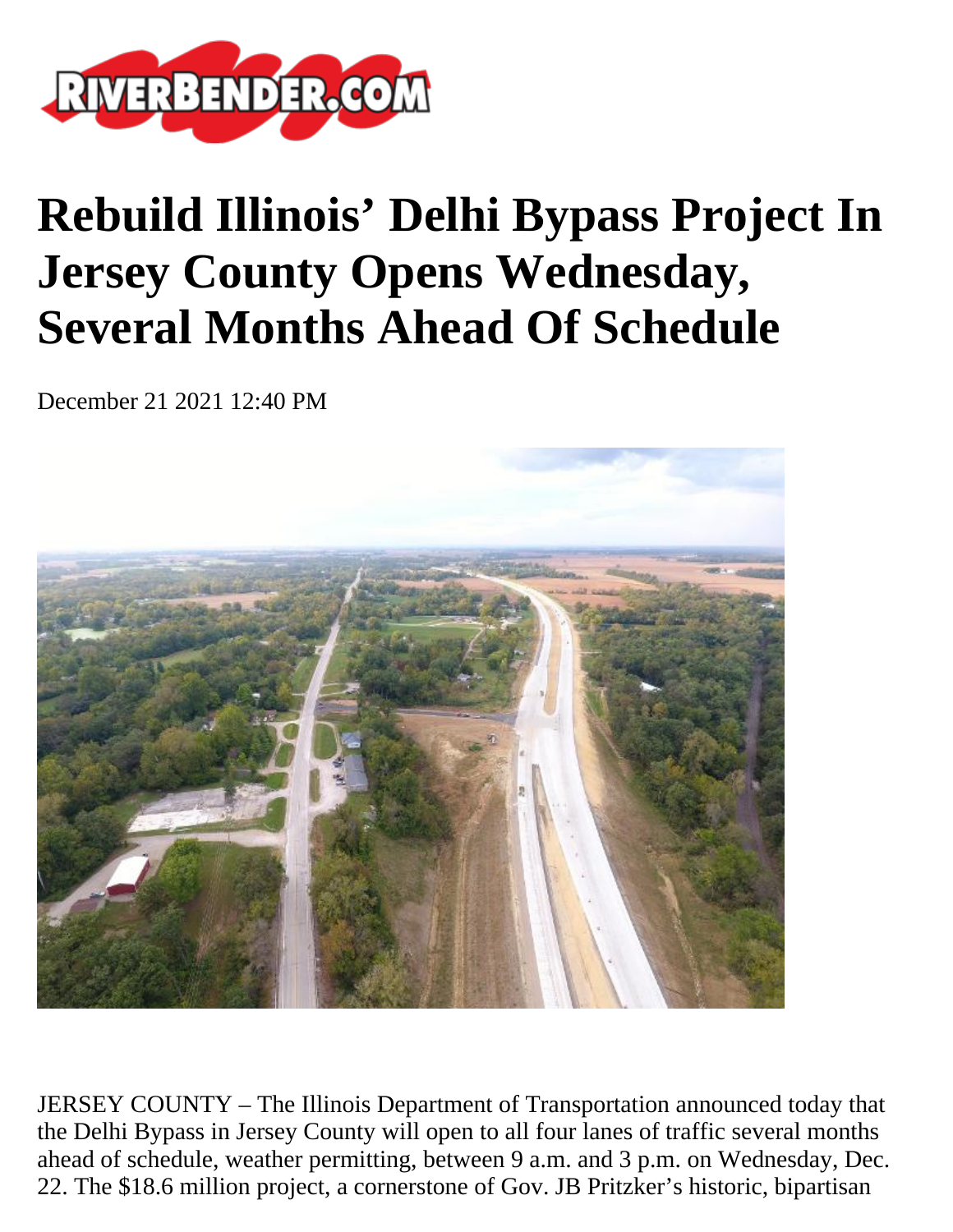# Rebuild Illinois' Delhi Bypass Project In Jersey County Opens Wednesday, Several Months Ahead Of Schedule

December 21 2021 12:40 PM

JERSEY COUNTY – The Illinois Department of Transportation announced today that the Delhi Bypass in Jersey County will open to all four lanes of traffic several months ahead of schedule, weather permitting, between 9 a.m. and 3 p.m. on Wednesday, Dec. 22. The $18.6 million project, a cornerstone of Gov. JB Pritzker's historic, bipartisan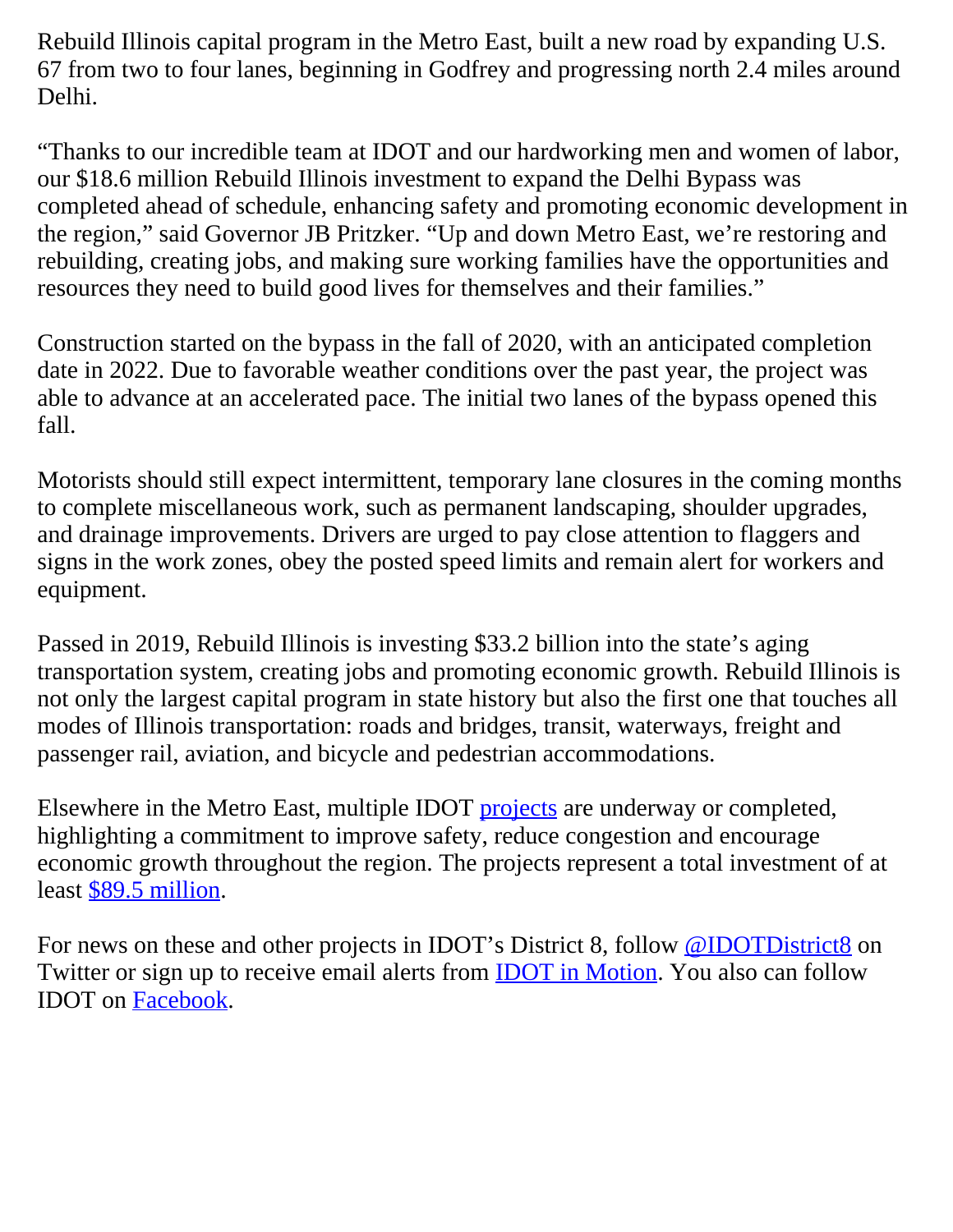Rebuild Illinois capital program in the Metro East, built a new road by expanding U.S. 67 from two to four lanes, beginning in Godfrey and progressing north 2.4 miles around Delhi.

“Thanks to our incredible team at IDOT and our hardworking men and women of labor, our $18.6 million Rebuild Illinois investment to expand the Delhi Bypass was completed ahead of schedule, enhancing safety and promoting economic development in the region,” said Governor JB Pritzker. “Up and down Metro East, we’re restoring and rebuilding, creating jobs, and making sure working families have the opportunities and resources they need to build good lives for themselves and their families.”

Construction started on the bypass in the fall of 2020, with an anticipated completion date in 2022. Due to favorable weather conditions over the past year, the project was able to advance at an accelerated pace. The initial two lanes of the bypass opened this fall.

Motorists should still expect intermittent, temporary lane closures in the coming months to complete miscellaneous work, such as permanent landscaping, shoulder upgrades, and drainage improvements. Drivers are urged to pay close attention to flaggers and signs in the work zones, obey the posted speed limits and remain alert for workers and equipment.

Passed in 2019, Rebuild Illinois is investing $33.2 billion into the state’s aging transportation system, creating jobs and promoting economic growth. Rebuild Illinois is not only the largest capital program in state history but also the first one that touches all modes of Illinois transportation: roads and bridges, transit, waterways, freight and passenger rail, aviation, and bicycle and pedestrian accommodations.

Elsewhere in the Metro East, multiple IDOT projects are underway or completed, highlighting a commitment to improve safety, reduce congestion and encourage economic growth throughout the region. The projects represent a total investment of at least $89.5 million.

For news on these and other projects in IDOT’s District 8, follow @IDOTDistrict8 on Twitter or sign up to receive email alerts from IDOT in Motion. You also can follow IDOT on Facebook.